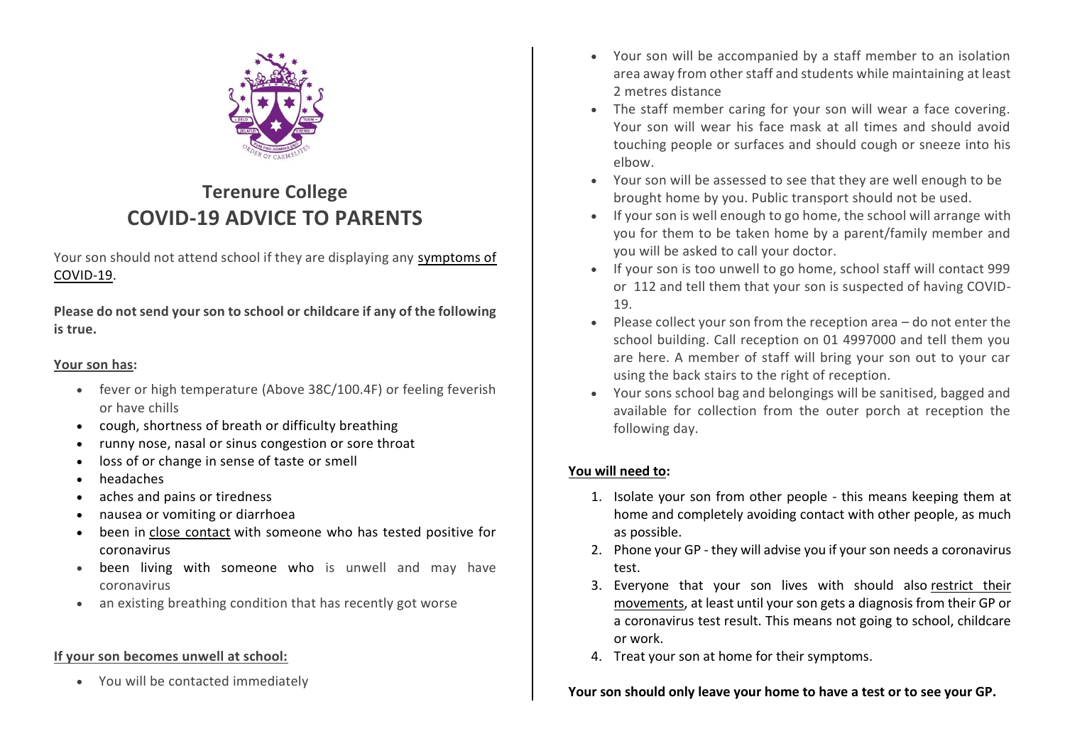# Terenure College
# COVID-19 ADVICE TO PARENTS

Your son should not attend school if they are displaying any symptoms of COVID-19.

**Please do not send your son to school or childcare if any of the following is true.**

**Your son has:**

- fever or high temperature (Above 38C/100.4F) or feeling feverish or have chills
- cough, shortness of breath or difficulty breathing
- runny nose, nasal or sinus congestion or sore throat
- loss of or change in sense of taste or smell
- headaches
- aches and pains or tiredness
- nausea or vomiting or diarrhoea
- been in close contact with someone who has tested positive for coronavirus
- been living with someone who is unwell and may have coronavirus
- an existing breathing condition that has recently got worse

**If your son becomes unwell at school:**

- You will be contacted immediately
- Your son will be accompanied by a staff member to an isolation area away from other staff and students while maintaining at least 2 metres distance
- The staff member caring for your son will wear a face covering. Your son will wear his face mask at all times and should avoid touching people or surfaces and should cough or sneeze into his elbow.
- Your son will be assessed to see that they are well enough to be brought home by you. Public transport should not be used.
- If your son is well enough to go home, the school will arrange with you for them to be taken home by a parent/family member and you will be asked to call your doctor.
- If your son is too unwell to go home, school staff will contact 999 or 112 and tell them that your son is suspected of having COVID-19.
- Please collect your son from the reception area – do not enter the school building. Call reception on 01 4997000 and tell them you are here. A member of staff will bring your son out to your car using the back stairs to the right of reception.
- Your sons school bag and belongings will be sanitised, bagged and available for collection from the outer porch at reception the following day.

**You will need to:**

1. Isolate your son from other people - this means keeping them at home and completely avoiding contact with other people, as much as possible.
2. Phone your GP - they will advise you if your son needs a coronavirus test.
3. Everyone that your son lives with should also restrict their movements, at least until your son gets a diagnosis from their GP or a coronavirus test result. This means not going to school, childcare or work.
4. Treat your son at home for their symptoms.

**Your son should only leave your home to have a test or to see your GP.**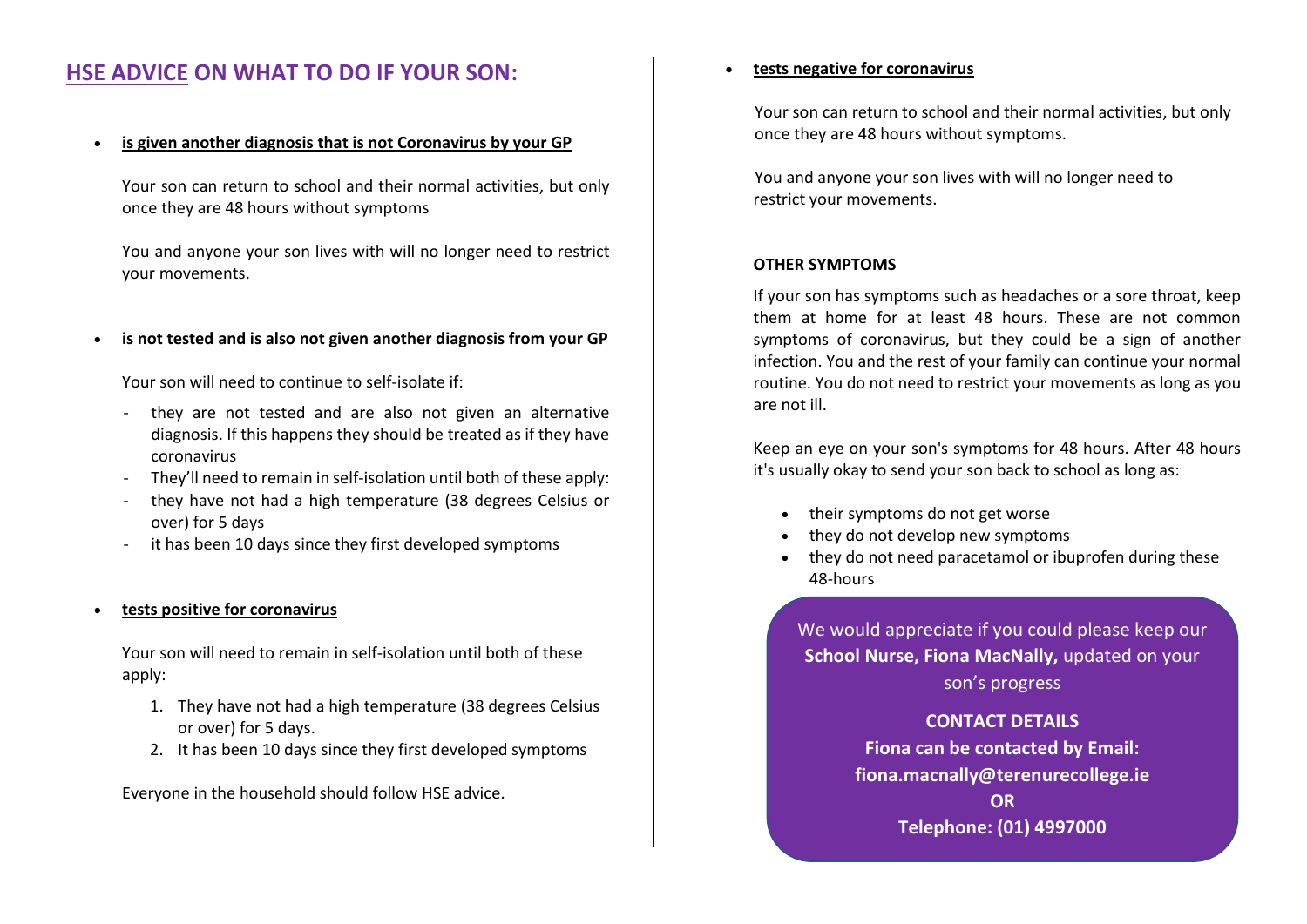## HSE ADVICE ON WHAT TO DO IF YOUR SON:

- **is given another diagnosis that is not Coronavirus by your GP**

  Your son can return to school and their normal activities, but only once they are 48 hours without symptoms

  You and anyone your son lives with will no longer need to restrict your movements.

- **is not tested and is also not given another diagnosis from your GP**

  Your son will need to continue to self-isolate if:

  - they are not tested and are also not given an alternative diagnosis. If this happens they should be treated as if they have coronavirus
  - They'll need to remain in self-isolation until both of these apply:
  - they have not had a high temperature (38 degrees Celsius or over) for 5 days
  - it has been 10 days since they first developed symptoms

- **tests positive for coronavirus**

  Your son will need to remain in self-isolation until both of these apply:

  1. They have not had a high temperature (38 degrees Celsius or over) for 5 days.
  2. It has been 10 days since they first developed symptoms

  Everyone in the household should follow HSE advice.

- **tests negative for coronavirus**

  Your son can return to school and their normal activities, but only once they are 48 hours without symptoms.

  You and anyone your son lives with will no longer need to restrict your movements.

### OTHER SYMPTOMS

If your son has symptoms such as headaches or a sore throat, keep them at home for at least 48 hours. These are not common symptoms of coronavirus, but they could be a sign of another infection. You and the rest of your family can continue your normal routine. You do not need to restrict your movements as long as you are not ill.

Keep an eye on your son's symptoms for 48 hours. After 48 hours it's usually okay to send your son back to school as long as:

- their symptoms do not get worse
- they do not develop new symptoms
- they do not need paracetamol or ibuprofen during these 48-hours

We would appreciate if you could please keep our **School Nurse, Fiona MacNally,** updated on your son's progress

**CONTACT DETAILS**

**Fiona can be contacted by Email:**
**fiona.macnally@terenurecollege.ie**
**OR**
**Telephone: (01) 4997000**